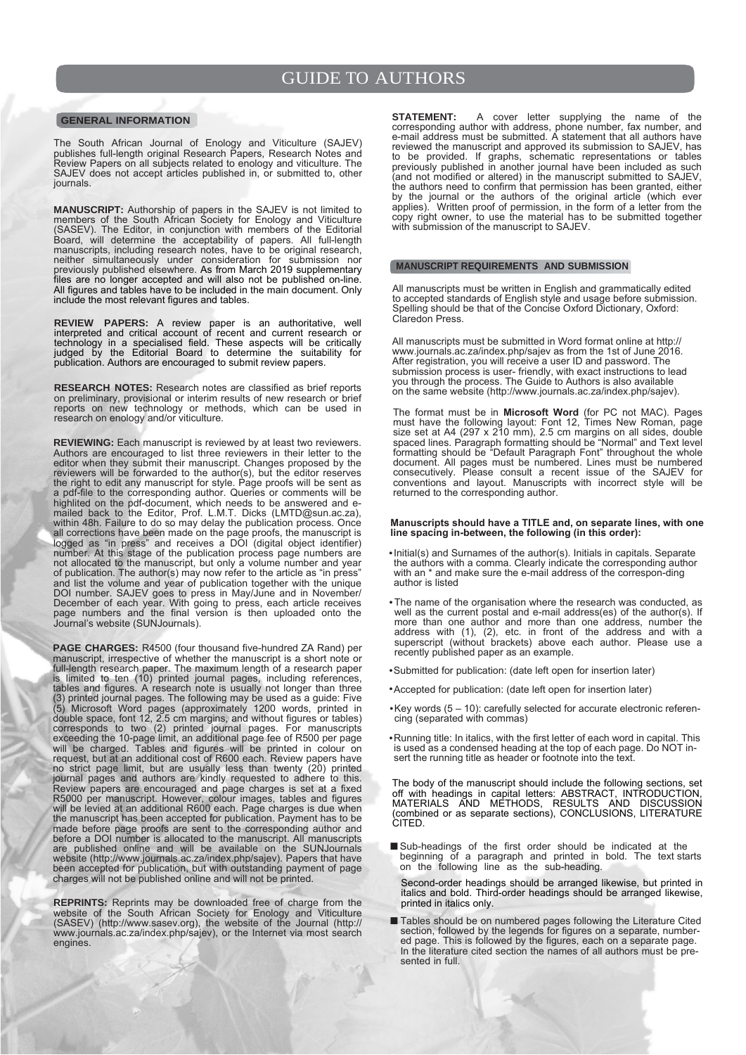# GUIDE TO AUTHORS

## GENERAL INFORMATION

The South African Journal of Enology and Viticulture (SAJEV) publishes full-length original Research Papers, Research Notes and Review Papers on all subjects related to enology and viticulture. The SAJEV does not accept articles published in, or submitted to, other journals.

**MANUSCRIPT:** Authorship of papers in the SAJEV is not limited to members of the South African Society for Enology and Viticulture (SASEV). The Editor, in conjunction with members of the Editorial Board, will determine the acceptability of papers. All full-length manuscripts, including research notes, have to be original research, neither simultaneously under consideration for submission nor previously published elsewhere. As from March 2019 supplementary files are no longer accepted and will also not be published on-line. All figures and tables have to be included in the main document. Only include the most relevant figures and tables.

**REVIEW PAPERS:** A review paper is an authoritative, well interpreted and critical account of recent and current research or technology in a specialised field. These aspects will be critically judged by the Editorial Board to determine the suitability for publication. Authors are encouraged to submit review papers.

**RESEARCH NOTES:** Research notes are classified as brief reports on preliminary, provisional or interim results of new research or brief reports on new technology or methods, which can be used in research on enology and/or viticulture.

**REVIEWING:** Each manuscript is reviewed by at least two reviewers. Authors are encouraged to list three reviewers in their letter to the editor when they submit their manuscript. Changes proposed by the reviewers will be forwarded to the author(s), but the editor reserves the right to edit any manuscript for style. Page proofs will be sent as a pdf-file to the corresponding author. Queries or comments will be highlited on the pdf-document, which needs to be answered and e-mailed back to the Editor, Prof. L.M.T. Dicks (LMTD@sun.ac.za), within 48h. Failure to do so may delay the publication process. Once all corrections have been made on the page proofs, the manuscript is logged as "in press" and receives a DOI (digital object identifier) number. At this stage of the publication process page numbers are not allocated to the manuscript, but only a volume number and year of publication. The author(s) may now refer to the article as "in press" and list the volume and year of publication together with the unique DOI number. SAJEV goes to press in May/June and in November/December of each year. With going to press, each article receives page numbers and the final version is then uploaded onto the Journal's website (SUNJournals).

**PAGE CHARGES:** R4500 (four thousand five-hundred ZA Rand) per manuscript, irrespective of whether the manuscript is a short note or full-length research paper. The maximum length of a research paper is limited to ten (10) printed journal pages, including references, tables and figures. A research note is usually not longer than three (3) printed journal pages. The following may be used as a guide: Five (5) Microsoft Word pages (approximately 1200 words, printed in double space, font 12, 2.5 cm margins, and without figures or tables) corresponds to two (2) printed journal pages. For manuscripts exceeding the 10-page limit, an additional page fee of R500 per page will be charged. Tables and figures will be printed in colour on request, but at an additional cost of R600 each. Review papers have no strict page limit, but are usually less than twenty (20) printed journal pages and authors are kindly requested to adhere to this. Review papers are encouraged and page charges is set at a fixed R5000 per manuscript. However, colour images, tables and figures will be levied at an additional R600 each. Page charges is due when the manuscript has been accepted for publication. Payment has to be made before page proofs are sent to the corresponding author and before a DOI number is allocated to the manuscript. All manuscripts are published online and will be available on the SUNJournals website (http://www.journals.ac.za/index.php/sajev). Papers that have been accepted for publication, but with outstanding payment of page charges will not be published online and will not be printed.

**REPRINTS:** Reprints may be downloaded free of charge from the website of the South African Society for Enology and Viticulture (SASEV) (http://www.sasev.org), the website of the Journal (http://www.journals.ac.za/index.php/sajev), or the Internet via most search engines.

**STATEMENT:** A cover letter supplying the name of the corresponding author with address, phone number, fax number, and e-mail address must be submitted. A statement that all authors have reviewed the manuscript and approved its submission to SAJEV, has to be provided. If graphs, schematic representations or tables previously published in another journal have been included as such (and not modified or altered) in the manuscript submitted to SAJEV, the authors need to confirm that permission has been granted, either by the journal or the authors of the original article (which ever applies). Written proof of permission, in the form of a letter from the copy right owner, to use the material has to be submitted together with submission of the manuscript to SAJEV.

## MANUSCRIPT REQUIREMENTS AND SUBMISSION

All manuscripts must be written in English and grammatically edited to accepted standards of English style and usage before submission. Spelling should be that of the Concise Oxford Dictionary, Oxford: Claredon Press.

All manuscripts must be submitted in Word format online at http://www.journals.ac.za/index.php/sajev as from the 1st of June 2016. After registration, you will receive a user ID and password. The submission process is user- friendly, with exact instructions to lead you through the process. The Guide to Authors is also available on the same website (http://www.journals.ac.za/index.php/sajev).

The format must be in **Microsoft Word** (for PC not MAC). Pages must have the following layout: Font 12, Times New Roman, page size set at A4 (297 x 210 mm), 2.5 cm margins on all sides, double spaced lines. Paragraph formatting should be "Normal" and Text level formatting should be "Default Paragraph Font" throughout the whole document. All pages must be numbered. Lines must be numbered consecutively. Please consult a recent issue of the SAJEV for conventions and layout. Manuscripts with incorrect style will be returned to the corresponding author.

**Manuscripts should have a TITLE and, on separate lines, with one line spacing in-between, the following (in this order):**

- Initial(s) and Surnames of the author(s). Initials in capitals. Separate the authors with a comma. Clearly indicate the corresponding author with an * and make sure the e-mail address of the correspon-ding author is listed
- The name of the organisation where the research was conducted, as well as the current postal and e-mail address(es) of the author(s). If more than one author and more than one address, number the address with (1), (2), etc. in front of the address and with a superscript (without brackets) above each author. Please use a recently published paper as an example.
- Submitted for publication: (date left open for insertion later)
- Accepted for publication: (date left open for insertion later)
- Key words (5 – 10): carefully selected for accurate electronic referencing (separated with commas)
- Running title: In italics, with the first letter of each word in capital. This is used as a condensed heading at the top of each page. Do NOT insert the running title as header or footnote into the text.

The body of the manuscript should include the following sections, set off with headings in capital letters: ABSTRACT, INTRODUCTION, MATERIALS AND METHODS, RESULTS AND DISCUSSION (combined or as separate sections), CONCLUSIONS, LITERATURE CITED.

- Sub-headings of the first order should be indicated at the beginning of a paragraph and printed in bold. The text starts on the following line as the sub-heading.

  Second-order headings should be arranged likewise, but printed in italics and bold. Third-order headings should be arranged likewise, printed in italics only.

- Tables should be on numbered pages following the Literature Cited section, followed by the legends for figures on a separate, numbered page. This is followed by the figures, each on a separate page. In the literature cited section the names of all authors must be presented in full.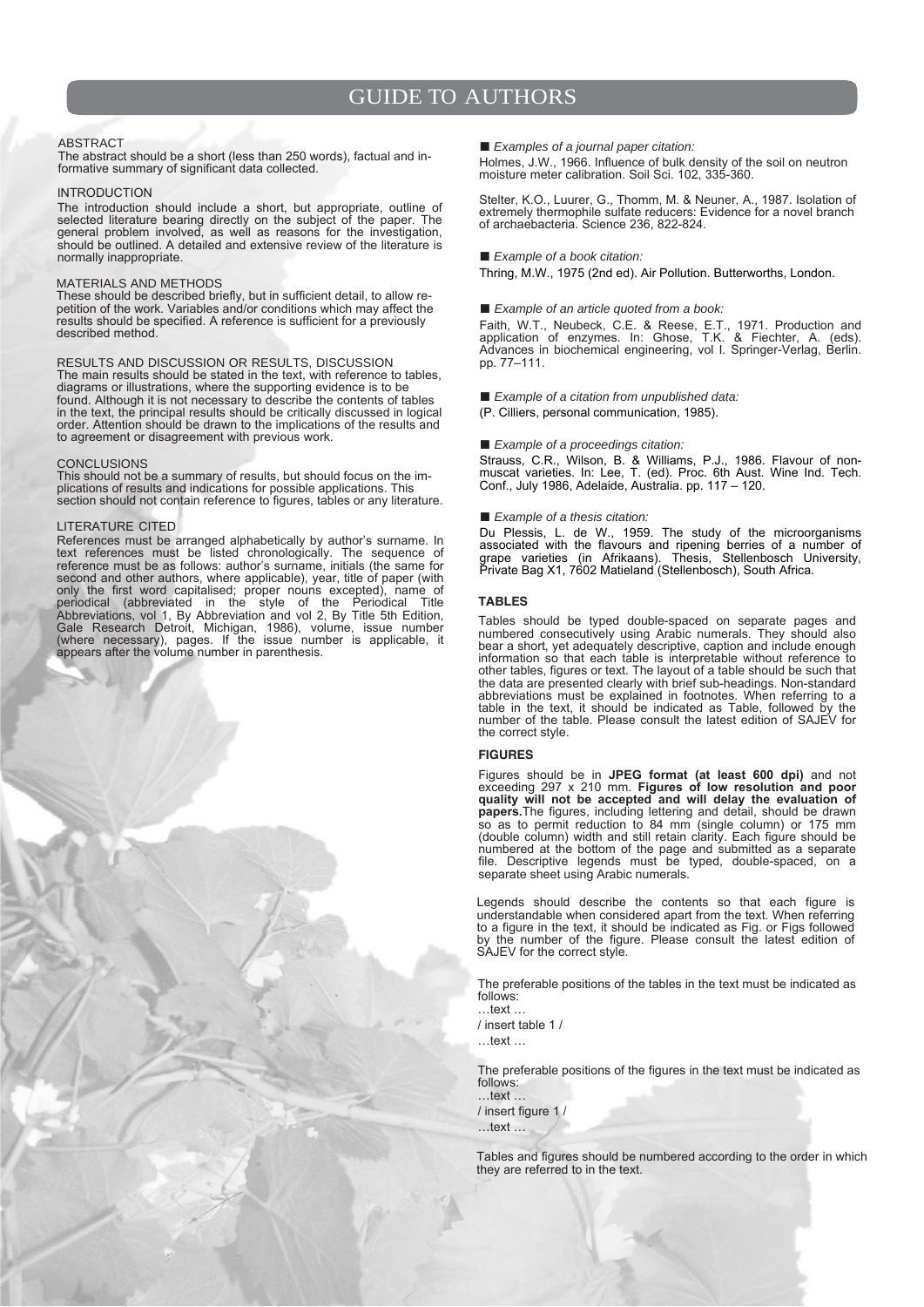# GUIDE TO AUTHORS

## ABSTRACT

The abstract should be a short (less than 250 words), factual and informative summary of significant data collected.

## INTRODUCTION

The introduction should include a short, but appropriate, outline of selected literature bearing directly on the subject of the paper. The general problem involved, as well as reasons for the investigation, should be outlined. A detailed and extensive review of the literature is normally inappropriate.

## MATERIALS AND METHODS

These should be described briefly, but in sufficient detail, to allow repetition of the work. Variables and/or conditions which may affect the results should be specified. A reference is sufficient for a previously described method.

## RESULTS AND DISCUSSION OR RESULTS, DISCUSSION

The main results should be stated in the text, with reference to tables, diagrams or illustrations, where the supporting evidence is to be found. Although it is not necessary to describe the contents of tables in the text, the principal results should be critically discussed in logical order. Attention should be drawn to the implications of the results and to agreement or disagreement with previous work.

## CONCLUSIONS

This should not be a summary of results, but should focus on the implications of results and indications for possible applications. This section should not contain reference to figures, tables or any literature.

## LITERATURE CITED

References must be arranged alphabetically by author's surname. In text references must be listed chronologically. The sequence of reference must be as follows: author's surname, initials (the same for second and other authors, where applicable), year, title of paper (with only the first word capitalised; proper nouns excepted), name of periodical (abbreviated in the style of the Periodical Title Abbreviations, vol 1, By Abbreviation and vol 2, By Title 5th Edition, Gale Research Detroit, Michigan, 1986), volume, issue number (where necessary), pages. If the issue number is applicable, it appears after the volume number in parenthesis.

- *Examples of a journal paper citation:*

Holmes, J.W., 1966. Influence of bulk density of the soil on neutron moisture meter calibration. Soil Sci. 102, 335-360.

Stelter, K.O., Luurer, G., Thomm, M. & Neuner, A., 1987. Isolation of extremely thermophile sulfate reducers: Evidence for a novel branch of archaebacteria. Science 236, 822-824.

- *Example of a book citation:*

Thring, M.W., 1975 (2nd ed). Air Pollution. Butterworths, London.

- *Example of an article quoted from a book:*

Faith, W.T., Neubeck, C.E. & Reese, E.T., 1971. Production and application of enzymes. In: Ghose, T.K. & Fiechter, A. (eds). Advances in biochemical engineering, vol I. Springer-Verlag, Berlin. pp. 77–111.

- *Example of a citation from unpublished data:*

(P. Cilliers, personal communication, 1985).

- *Example of a proceedings citation:*

Strauss, C.R., Wilson, B. & Williams, P.J., 1986. Flavour of non-muscat varieties. In: Lee, T. (ed). Proc. 6th Aust. Wine Ind. Tech. Conf., July 1986, Adelaide, Australia. pp. 117 – 120.

- *Example of a thesis citation:*

Du Plessis, L. de W., 1959. The study of the microorganisms associated with the flavours and ripening berries of a number of grape varieties (in Afrikaans). Thesis, Stellenbosch University, Private Bag X1, 7602 Matieland (Stellenbosch), South Africa.

## TABLES

Tables should be typed double-spaced on separate pages and numbered consecutively using Arabic numerals. They should also bear a short, yet adequately descriptive, caption and include enough information so that each table is interpretable without reference to other tables, figures or text. The layout of a table should be such that the data are presented clearly with brief sub-headings. Non-standard abbreviations must be explained in footnotes. When referring to a table in the text, it should be indicated as Table, followed by the number of the table. Please consult the latest edition of SAJEV for the correct style.

## FIGURES

Figures should be in **JPEG format (at least 600 dpi)** and not exceeding 297 x 210 mm. **Figures of low resolution and poor quality will not be accepted and will delay the evaluation of papers.** The figures, including lettering and detail, should be drawn so as to permit reduction to 84 mm (single column) or 175 mm (double column) width and still retain clarity. Each figure should be numbered at the bottom of the page and submitted as a separate file. Descriptive legends must be typed, double-spaced, on a separate sheet using Arabic numerals.

Legends should describe the contents so that each figure is understandable when considered apart from the text. When referring to a figure in the text, it should be indicated as Fig. or Figs followed by the number of the figure. Please consult the latest edition of SAJEV for the correct style.

The preferable positions of the tables in the text must be indicated as follows:

…text …

/ insert table 1 /

…text …

The preferable positions of the figures in the text must be indicated as follows:

…text …

/ insert figure 1 /

…text …

Tables and figures should be numbered according to the order in which they are referred to in the text.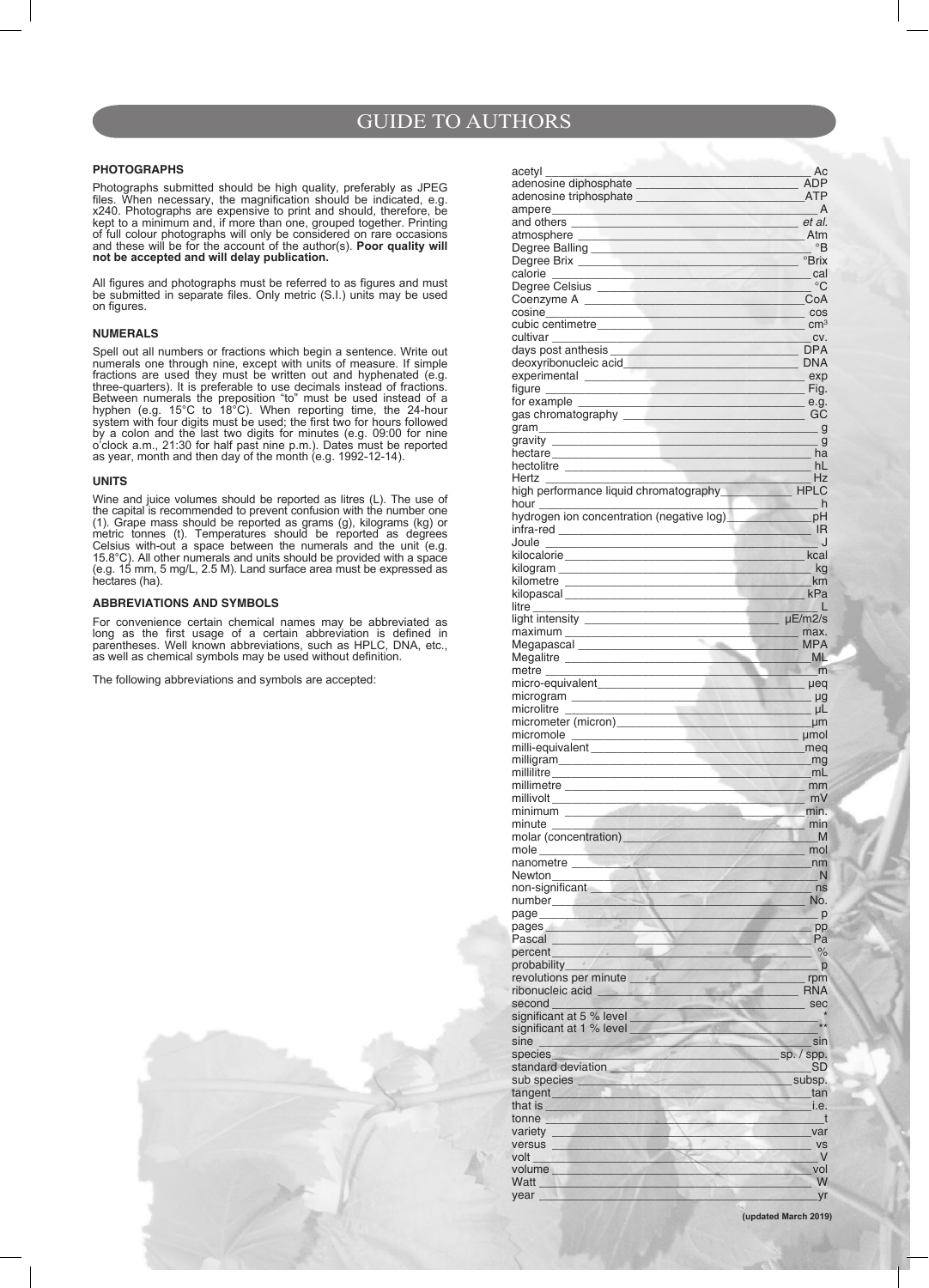# GUIDE TO AUTHORS

### PHOTOGRAPHS

Photographs submitted should be high quality, preferably as JPEG files. When necessary, the magnification should be indicated, e.g. x240. Photographs are expensive to print and should, therefore, be kept to a minimum and, if more than one, grouped together. Printing of full colour photographs will only be considered on rare occasions and these will be for the account of the author(s). **Poor quality will not be accepted and will delay publication.**

All figures and photographs must be referred to as figures and must be submitted in separate files. Only metric (S.I.) units may be used on figures.

### NUMERALS

Spell out all numbers or fractions which begin a sentence. Write out numerals one through nine, except with units of measure. If simple fractions are used they must be written out and hyphenated (e.g. three-quarters). It is preferable to use decimals instead of fractions. Between numerals the preposition "to" must be used instead of a hyphen (e.g. 15°C to 18°C). When reporting time, the 24-hour system with four digits must be used; the first two for hours followed by a colon and the last two digits for minutes (e.g. 09:00 for nine o'clock a.m., 21:30 for half past nine p.m.). Dates must be reported as year, month and then day of the month (e.g. 1992-12-14).

### UNITS

Wine and juice volumes should be reported as litres (L). The use of the capital is recommended to prevent confusion with the number one (1). Grape mass should be reported as grams (g), kilograms (kg) or metric tonnes (t). Temperatures should be reported as degrees Celsius with-out a space between the numerals and the unit (e.g. 15.8°C). All other numerals and units should be provided with a space (e.g. 15 mm, 5 mg/L, 2.5 M). Land surface area must be expressed as hectares (ha).

### ABBREVIATIONS AND SYMBOLS

For convenience certain chemical names may be abbreviated as long as the first usage of a certain abbreviation is defined in parentheses. Well known abbreviations, such as HPLC, DNA, etc., as well as chemical symbols may be used without definition.

The following abbreviations and symbols are accepted:

| Term | Abbreviation/Symbol |
|---|---|
| acetyl | Ac |
| adenosine diphosphate | ADP |
| adenosine triphosphate | ATP |
| ampere | A |
| and others | *et al.* |
| atmosphere | Atm |
| Degree Balling | °B |
| Degree Brix | °Brix |
| calorie | cal |
| Degree Celsius | °C |
| Coenzyme A | CoA |
| cosine | cos |
| cubic centimetre | $cm^3$ |
| cultivar | cv. |
| days post anthesis | DPA |
| deoxyribonucleic acid | DNA |
| experimental | exp |
| figure | Fig. |
| for example | e.g. |
| gas chromatography | GC |
| gram | g |
| gravity | g |
| hectare | ha |
| hectolitre | hL |
| Hertz | Hz |
| high performance liquid chromatography | HPLC |
| hour | h |
| hydrogen ion concentration (negative log) | pH |
| infra-red | IR |
| Joule | J |
| kilocalorie | kcal |
| kilogram | kg |
| kilometre | km |
| kilopascal | kPa |
| litre | L |
| light intensity | µE/m2/s |
| maximum | max. |
| Megapascal | MPA |
| Megalitre | ML |
| metre | m |
| micro-equivalent | µeq |
| microgram | µg |
| microlitre | µL |
| micrometer (micron) | µm |
| micromole | µmol |
| milli-equivalent | meq |
| milligram | mg |
| millilitre | mL |
| millimetre | mm |
| millivolt | mV |
| minimum | min. |
| minute | min |
| molar (concentration) | M |
| mole | mol |
| nanometre | nm |
| Newton | N |
| non-significant | ns |
| number | No. |
| page | p |
| pages | pp |
| Pascal | Pa |
| percent | % |
| probability | p |
| revolutions per minute | rpm |
| ribonucleic acid | RNA |
| second | sec |
| significant at 5 % level | * |
| significant at 1 % level | ** |
| sine | sin |
| species | sp. / spp. |
| standard deviation | SD |
| sub species | subsp. |
| tangent | tan |
| that is | i.e. |
| tonne | t |
| variety | var |
| versus | vs |
| volt | V |
| volume | vol |
| Watt | W |
| year | yr |

(updated March 2019)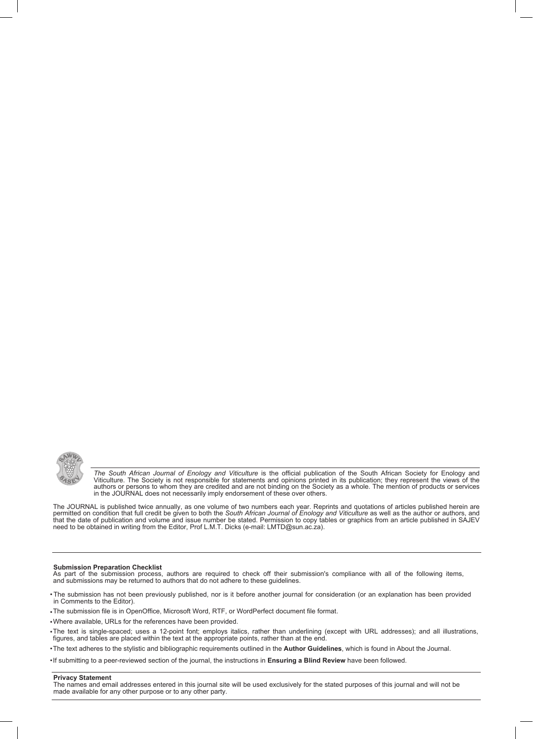*The South African Journal of Enology and Viticulture* is the official publication of the South African Society for Enology and Viticulture. The Society is not responsible for statements and opinions printed in its publication; they represent the views of the authors or persons to whom they are credited and are not binding on the Society as a whole. The mention of products or services in the JOURNAL does not necessarily imply endorsement of these over others.

The JOURNAL is published twice annually, as one volume of two numbers each year. Reprints and quotations of articles published herein are permitted on condition that full credit be given to both the *South African Journal of Enology and Viticulture* as well as the author or authors, and that the date of publication and volume and issue number be stated. Permission to copy tables or graphics from an article published in SAJEV need to be obtained in writing from the Editor, Prof L.M.T. Dicks (e-mail: LMTD@sun.ac.za).

**Submission Preparation Checklist**
As part of the submission process, authors are required to check off their submission's compliance with all of the following items, and submissions may be returned to authors that do not adhere to these guidelines.

- The submission has not been previously published, nor is it before another journal for consideration (or an explanation has been provided in Comments to the Editor).
- The submission file is in OpenOffice, Microsoft Word, RTF, or WordPerfect document file format.
- Where available, URLs for the references have been provided.
- The text is single-spaced; uses a 12-point font; employs italics, rather than underlining (except with URL addresses); and all illustrations, figures, and tables are placed within the text at the appropriate points, rather than at the end.
- The text adheres to the stylistic and bibliographic requirements outlined in the **Author Guidelines**, which is found in About the Journal.
- If submitting to a peer-reviewed section of the journal, the instructions in **Ensuring a Blind Review** have been followed.

**Privacy Statement**
The names and email addresses entered in this journal site will be used exclusively for the stated purposes of this journal and will not be made available for any other purpose or to any other party.